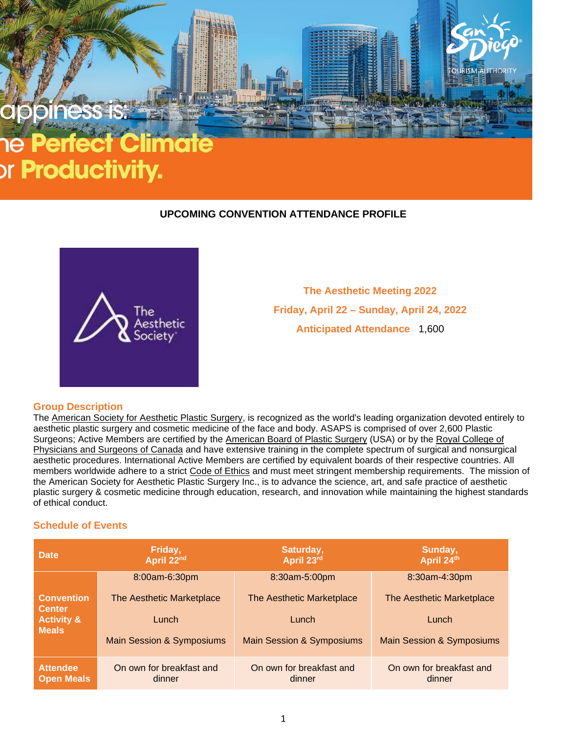appiness is:
ne **Perfect Climate**
or **Productivity.**

## UPCOMING CONVENTION ATTENDANCE PROFILE

**The Aesthetic Meeting 2022**

**Friday, April 22 – Sunday, April 24, 2022**

**Anticipated Attendance** 1,600

### Group Description

The American Society for Aesthetic Plastic Surgery, is recognized as the world's leading organization devoted entirely to aesthetic plastic surgery and cosmetic medicine of the face and body. ASAPS is comprised of over 2,600 Plastic Surgeons; Active Members are certified by the American Board of Plastic Surgery (USA) or by the Royal College of Physicians and Surgeons of Canada and have extensive training in the complete spectrum of surgical and nonsurgical aesthetic procedures. International Active Members are certified by equivalent boards of their respective countries. All members worldwide adhere to a strict Code of Ethics and must meet stringent membership requirements. The mission of the American Society for Aesthetic Plastic Surgery Inc., is to advance the science, art, and safe practice of aesthetic plastic surgery & cosmetic medicine through education, research, and innovation while maintaining the highest standards of ethical conduct.

### Schedule of Events

| Date | Friday, April 22nd | Saturday, April 23rd | Sunday, April 24th |
|---|---|---|---|
| Convention Center Activity & Meals | 8:00am-6:30pm<br>The Aesthetic Marketplace<br>Lunch<br>Main Session & Symposiums | 8:30am-5:00pm<br>The Aesthetic Marketplace<br>Lunch<br>Main Session & Symposiums | 8:30am-4:30pm<br>The Aesthetic Marketplace<br>Lunch<br>Main Session & Symposiums |
| Attendee Open Meals | On own for breakfast and dinner | On own for breakfast and dinner | On own for breakfast and dinner |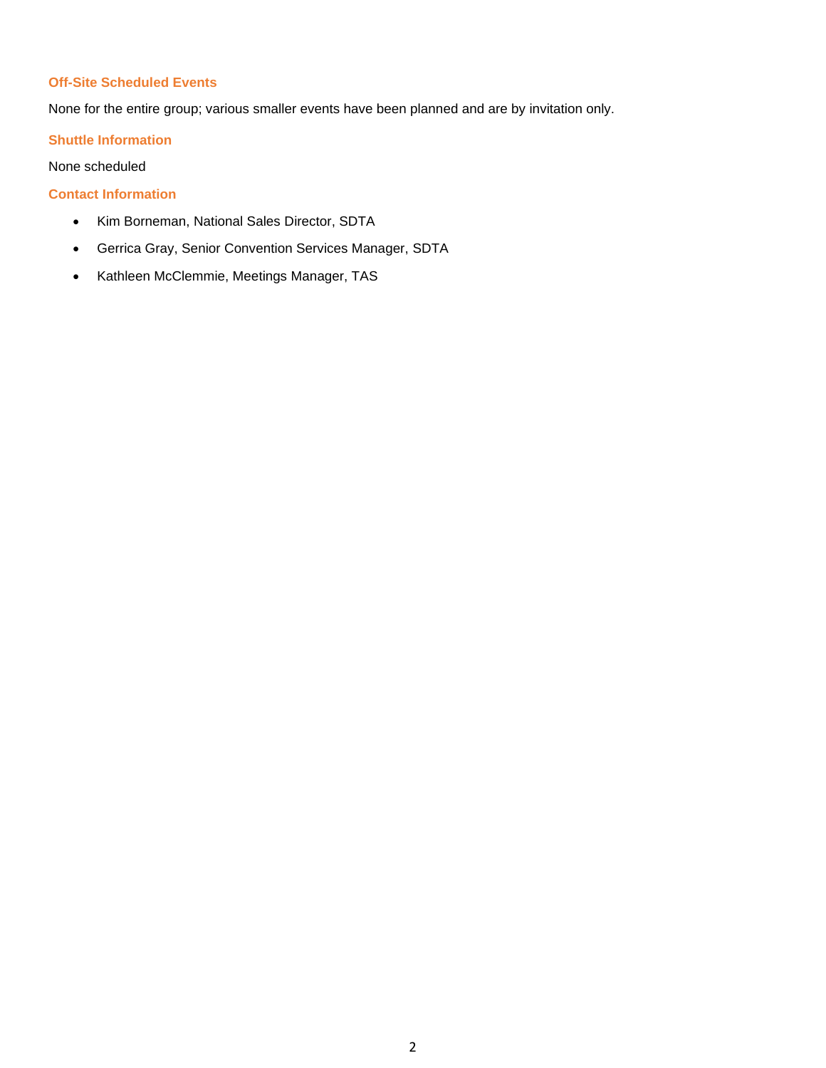### Off-Site Scheduled Events

None for the entire group; various smaller events have been planned and are by invitation only.

### Shuttle Information

None scheduled

### Contact Information

- Kim Borneman, National Sales Director, SDTA
- Gerrica Gray, Senior Convention Services Manager, SDTA
- Kathleen McClemmie, Meetings Manager, TAS